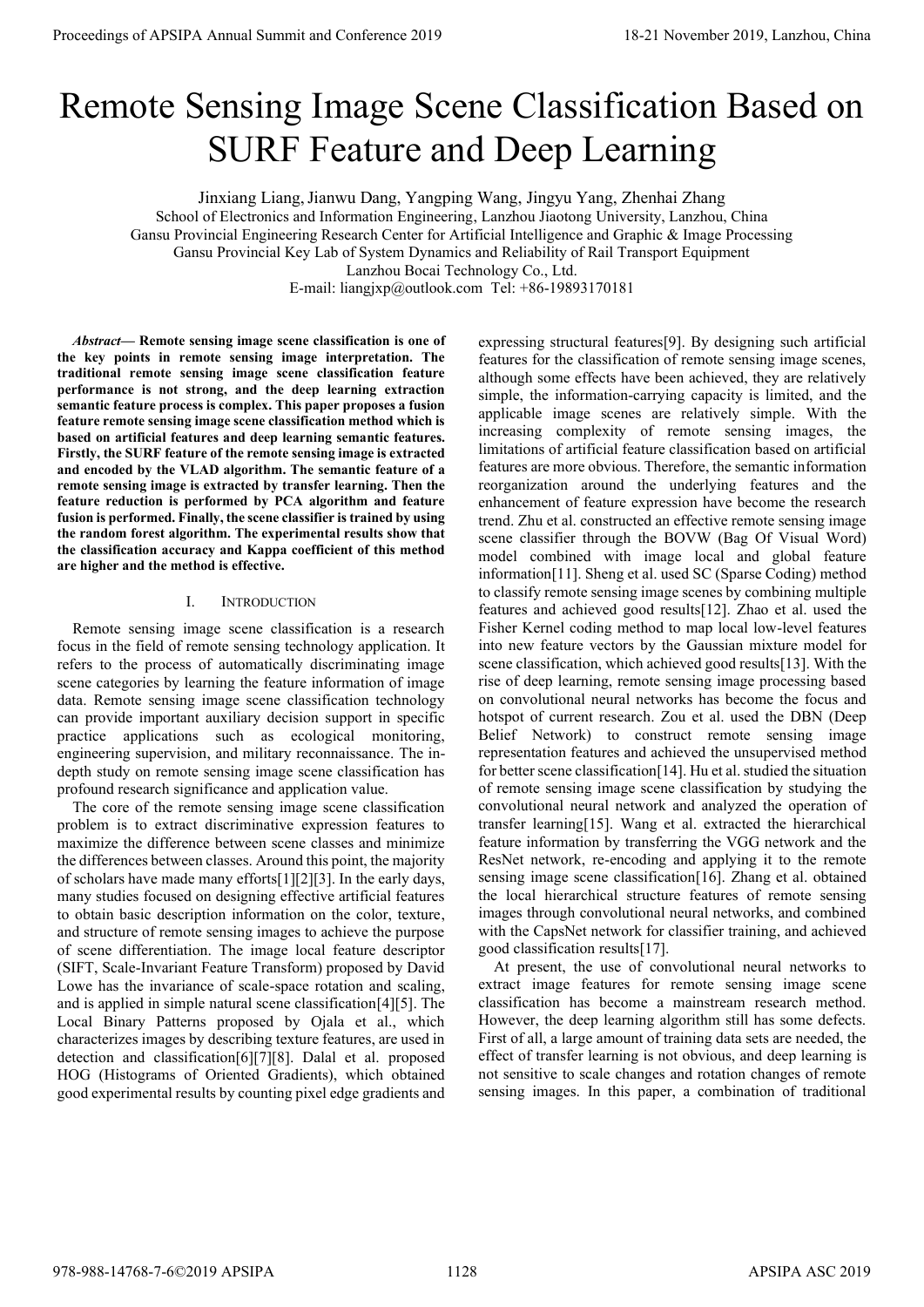# Remote Sensing Image Scene Classification Based on SURF Feature and Deep Learning

Jinxiang Liang, Jianwu Dang, Yangping Wang, Jingyu Yang, Zhenhai Zhang
School of Electronics and Information Engineering, Lanzhou Jiaotong University, Lanzhou, China
Gansu Provincial Engineering Research Center for Artificial Intelligence and Graphic & Image Processing
Gansu Provincial Key Lab of System Dynamics and Reliability of Rail Transport Equipment
Lanzhou Bocai Technology Co., Ltd.
E-mail: liangjxp@outlook.com Tel: +86-19893170181

***Abstract*— Remote sensing image scene classification is one of the key points in remote sensing image interpretation. The traditional remote sensing image scene classification feature performance is not strong, and the deep learning extraction semantic feature process is complex. This paper proposes a fusion feature remote sensing image scene classification method which is based on artificial features and deep learning semantic features. Firstly, the SURF feature of the remote sensing image is extracted and encoded by the VLAD algorithm. The semantic feature of a remote sensing image is extracted by transfer learning. Then the feature reduction is performed by PCA algorithm and feature fusion is performed. Finally, the scene classifier is trained by using the random forest algorithm. The experimental results show that the classification accuracy and Kappa coefficient of this method are higher and the method is effective.**

## I. Introduction

Remote sensing image scene classification is a research focus in the field of remote sensing technology application. It refers to the process of automatically discriminating image scene categories by learning the feature information of image data. Remote sensing image scene classification technology can provide important auxiliary decision support in specific practice applications such as ecological monitoring, engineering supervision, and military reconnaissance. The in-depth study on remote sensing image scene classification has profound research significance and application value.

The core of the remote sensing image scene classification problem is to extract discriminative expression features to maximize the difference between scene classes and minimize the differences between classes. Around this point, the majority of scholars have made many efforts[1][2][3]. In the early days, many studies focused on designing effective artificial features to obtain basic description information on the color, texture, and structure of remote sensing images to achieve the purpose of scene differentiation. The image local feature descriptor (SIFT, Scale-Invariant Feature Transform) proposed by David Lowe has the invariance of scale-space rotation and scaling, and is applied in simple natural scene classification[4][5]. The Local Binary Patterns proposed by Ojala et al., which characterizes images by describing texture features, are used in detection and classification[6][7][8]. Dalal et al. proposed HOG (Histograms of Oriented Gradients), which obtained good experimental results by counting pixel edge gradients and expressing structural features[9]. By designing such artificial features for the classification of remote sensing image scenes, although some effects have been achieved, they are relatively simple, the information-carrying capacity is limited, and the applicable image scenes are relatively simple. With the increasing complexity of remote sensing images, the limitations of artificial feature classification based on artificial features are more obvious. Therefore, the semantic information reorganization around the underlying features and the enhancement of feature expression have become the research trend. Zhu et al. constructed an effective remote sensing image scene classifier through the BOVW (Bag Of Visual Word) model combined with image local and global feature information[11]. Sheng et al. used SC (Sparse Coding) method to classify remote sensing image scenes by combining multiple features and achieved good results[12]. Zhao et al. used the Fisher Kernel coding method to map local low-level features into new feature vectors by the Gaussian mixture model for scene classification, which achieved good results[13]. With the rise of deep learning, remote sensing image processing based on convolutional neural networks has become the focus and hotspot of current research. Zou et al. used the DBN (Deep Belief Network) to construct remote sensing image representation features and achieved the unsupervised method for better scene classification[14]. Hu et al. studied the situation of remote sensing image scene classification by studying the convolutional neural network and analyzed the operation of transfer learning[15]. Wang et al. extracted the hierarchical feature information by transferring the VGG network and the ResNet network, re-encoding and applying it to the remote sensing image scene classification[16]. Zhang et al. obtained the local hierarchical structure features of remote sensing images through convolutional neural networks, and combined with the CapsNet network for classifier training, and achieved good classification results[17].

At present, the use of convolutional neural networks to extract image features for remote sensing image scene classification has become a mainstream research method. However, the deep learning algorithm still has some defects. First of all, a large amount of training data sets are needed, the effect of transfer learning is not obvious, and deep learning is not sensitive to scale changes and rotation changes of remote sensing images. In this paper, a combination of traditional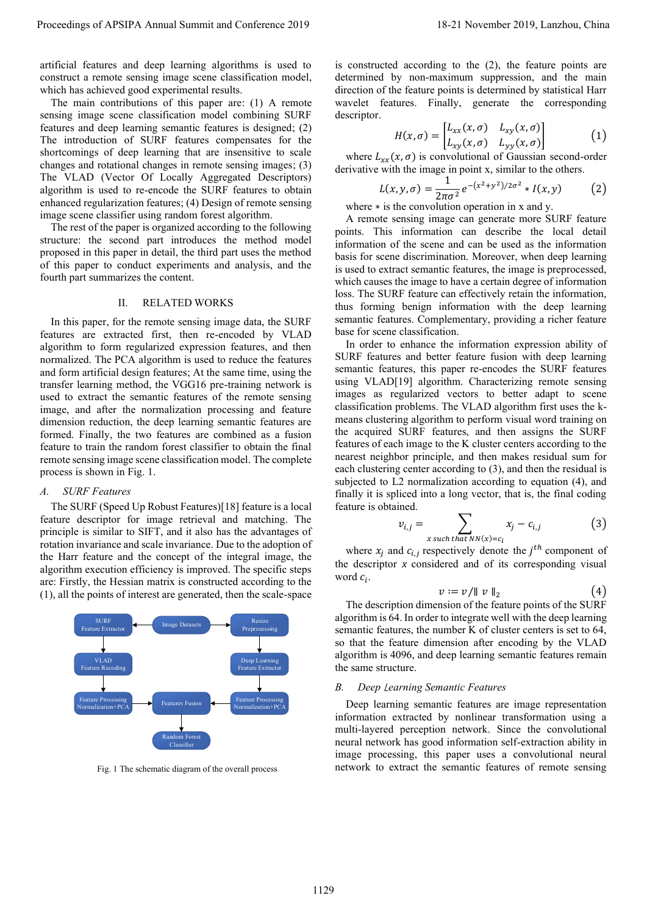artificial features and deep learning algorithms is used to construct a remote sensing image scene classification model, which has achieved good experimental results.

The main contributions of this paper are: (1) A remote sensing image scene classification model combining SURF features and deep learning semantic features is designed; (2) The introduction of SURF features compensates for the shortcomings of deep learning that are insensitive to scale changes and rotational changes in remote sensing images; (3) The VLAD (Vector Of Locally Aggregated Descriptors) algorithm is used to re-encode the SURF features to obtain enhanced regularization features; (4) Design of remote sensing image scene classifier using random forest algorithm.

The rest of the paper is organized according to the following structure: the second part introduces the method model proposed in this paper in detail, the third part uses the method of this paper to conduct experiments and analysis, and the fourth part summarizes the content.

## II. RELATED WORKS

In this paper, for the remote sensing image data, the SURF features are extracted first, then re-encoded by VLAD algorithm to form regularized expression features, and then normalized. The PCA algorithm is used to reduce the features and form artificial design features; At the same time, using the transfer learning method, the VGG16 pre-training network is used to extract the semantic features of the remote sensing image, and after the normalization processing and feature dimension reduction, the deep learning semantic features are formed. Finally, the two features are combined as a fusion feature to train the random forest classifier to obtain the final remote sensing image scene classification model. The complete process is shown in Fig. 1.

### *A. SURF Features*

The SURF (Speed Up Robust Features)[18] feature is a local feature descriptor for image retrieval and matching. The principle is similar to SIFT, and it also has the advantages of rotation invariance and scale invariance. Due to the adoption of the Harr feature and the concept of the integral image, the algorithm execution efficiency is improved. The specific steps are: Firstly, the Hessian matrix is constructed according to the (1), all the points of interest are generated, then the scale-space

Fig. 1 The schematic diagram of the overall process

is constructed according to the (2), the feature points are determined by non-maximum suppression, and the main direction of the feature points is determined by statistical Harr wavelet features. Finally, generate the corresponding descriptor.

$$H(x,\sigma) = \begin{bmatrix} L_{xx}(x,\sigma) & L_{xy}(x,\sigma) \\ L_{xy}(x,\sigma) & L_{yy}(x,\sigma) \end{bmatrix} \tag{1}$$

where $L_{xx}(x,\sigma)$ is convolutional of Gaussian second-order derivative with the image in point x, similar to the others.

$$L(x,y,\sigma) = \frac{1}{2\pi\sigma^2} e^{-(x^2+y^2)/2\sigma^2} * I(x,y) \tag{2}$$

where $*$ is the convolution operation in x and y.

A remote sensing image can generate more SURF feature points. This information can describe the local detail information of the scene and can be used as the information basis for scene discrimination. Moreover, when deep learning is used to extract semantic features, the image is preprocessed, which causes the image to have a certain degree of information loss. The SURF feature can effectively retain the information, thus forming benign information with the deep learning semantic features. Complementary, providing a richer feature base for scene classification.

In order to enhance the information expression ability of SURF features and better feature fusion with deep learning semantic features, this paper re-encodes the SURF features using VLAD[19] algorithm. Characterizing remote sensing images as regularized vectors to better adapt to scene classification problems. The VLAD algorithm first uses the k-means clustering algorithm to perform visual word training on the acquired SURF features, and then assigns the SURF features of each image to the K cluster centers according to the nearest neighbor principle, and then makes residual sum for each clustering center according to (3), and then the residual is subjected to L2 normalization according to equation (4), and finally it is spliced into a long vector, that is, the final coding feature is obtained.

$$v_{i,j} = \sum_{x \text{ such that } NN(x)=c_i} x_j - c_{i,j} \tag{3}$$

where $x_j$ and $c_{i,j}$ respectively denote the $j^{th}$ component of the descriptor $x$ considered and of its corresponding visual word $c_i$.

$$v := v / \| v \|_2 \tag{4}$$

The description dimension of the feature points of the SURF algorithm is 64. In order to integrate well with the deep learning semantic features, the number K of cluster centers is set to 64, so that the feature dimension after encoding by the VLAD algorithm is 4096, and deep learning semantic features remain the same structure.

### *B. Deep Learning Semantic Features*

Deep learning semantic features are image representation information extracted by nonlinear transformation using a multi-layered perception network. Since the convolutional neural network has good information self-extraction ability in image processing, this paper uses a convolutional neural network to extract the semantic features of remote sensing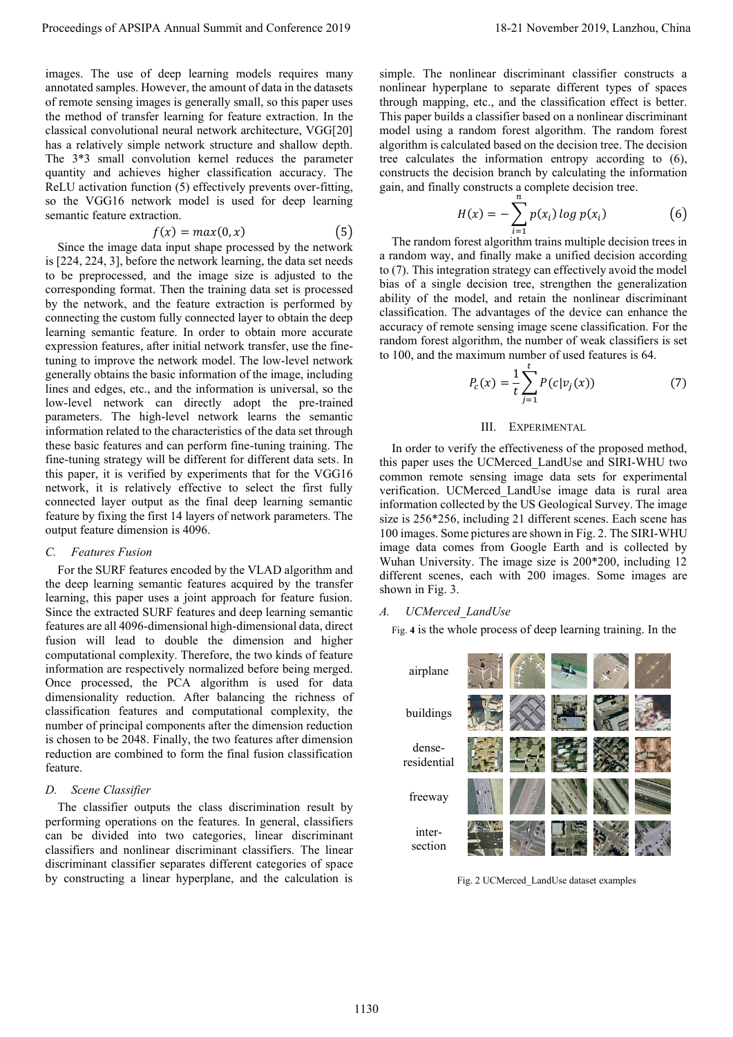images. The use of deep learning models requires many annotated samples. However, the amount of data in the datasets of remote sensing images is generally small, so this paper uses the method of transfer learning for feature extraction. In the classical convolutional neural network architecture, VGG[20] has a relatively simple network structure and shallow depth. The 3*3 small convolution kernel reduces the parameter quantity and achieves higher classification accuracy. The ReLU activation function (5) effectively prevents over-fitting, so the VGG16 network model is used for deep learning semantic feature extraction.

$$f(x) = max(0, x) \tag{5}$$

Since the image data input shape processed by the network is [224, 224, 3], before the network learning, the data set needs to be preprocessed, and the image size is adjusted to the corresponding format. Then the training data set is processed by the network, and the feature extraction is performed by connecting the custom fully connected layer to obtain the deep learning semantic feature. In order to obtain more accurate expression features, after initial network transfer, use the fine-tuning to improve the network model. The low-level network generally obtains the basic information of the image, including lines and edges, etc., and the information is universal, so the low-level network can directly adopt the pre-trained parameters. The high-level network learns the semantic information related to the characteristics of the data set through these basic features and can perform fine-tuning training. The fine-tuning strategy will be different for different data sets. In this paper, it is verified by experiments that for the VGG16 network, it is relatively effective to select the first fully connected layer output as the final deep learning semantic feature by fixing the first 14 layers of network parameters. The output feature dimension is 4096.

### C. Features Fusion

For the SURF features encoded by the VLAD algorithm and the deep learning semantic features acquired by the transfer learning, this paper uses a joint approach for feature fusion. Since the extracted SURF features and deep learning semantic features are all 4096-dimensional high-dimensional data, direct fusion will lead to double the dimension and higher computational complexity. Therefore, the two kinds of feature information are respectively normalized before being merged. Once processed, the PCA algorithm is used for data dimensionality reduction. After balancing the richness of classification features and computational complexity, the number of principal components after the dimension reduction is chosen to be 2048. Finally, the two features after dimension reduction are combined to form the final fusion classification feature.

### D. Scene Classifier

The classifier outputs the class discrimination result by performing operations on the features. In general, classifiers can be divided into two categories, linear discriminant classifiers and nonlinear discriminant classifiers. The linear discriminant classifier separates different categories of space by constructing a linear hyperplane, and the calculation is simple. The nonlinear discriminant classifier constructs a nonlinear hyperplane to separate different types of spaces through mapping, etc., and the classification effect is better. This paper builds a classifier based on a nonlinear discriminant model using a random forest algorithm. The random forest algorithm is calculated based on the decision tree. The decision tree calculates the information entropy according to (6), constructs the decision branch by calculating the information gain, and finally constructs a complete decision tree.

$$H(x) = -\sum_{i=1}^{n} p(x_i) \log p(x_i) \tag{6}$$

The random forest algorithm trains multiple decision trees in a random way, and finally make a unified decision according to (7). This integration strategy can effectively avoid the model bias of a single decision tree, strengthen the generalization ability of the model, and retain the nonlinear discriminant classification. The advantages of the device can enhance the accuracy of remote sensing image scene classification. For the random forest algorithm, the number of weak classifiers is set to 100, and the maximum number of used features is 64.

$$P_c(x) = \frac{1}{t}\sum_{j=1}^{t} P(c|v_j(x)) \tag{7}$$

## III. Experimental

In order to verify the effectiveness of the proposed method, this paper uses the UCMerced_LandUse and SIRI-WHU two common remote sensing image data sets for experimental verification. UCMerced_LandUse image data is rural area information collected by the US Geological Survey. The image size is 256*256, including 21 different scenes. Each scene has 100 images. Some pictures are shown in Fig. 2. The SIRI-WHU image data comes from Google Earth and is collected by Wuhan University. The image size is 200*200, including 12 different scenes, each with 200 images. Some images are shown in Fig. 3.

### A. UCMerced_LandUse

Fig. **4** is the whole process of deep learning training. In the

Fig. 2 UCMerced_LandUse dataset examples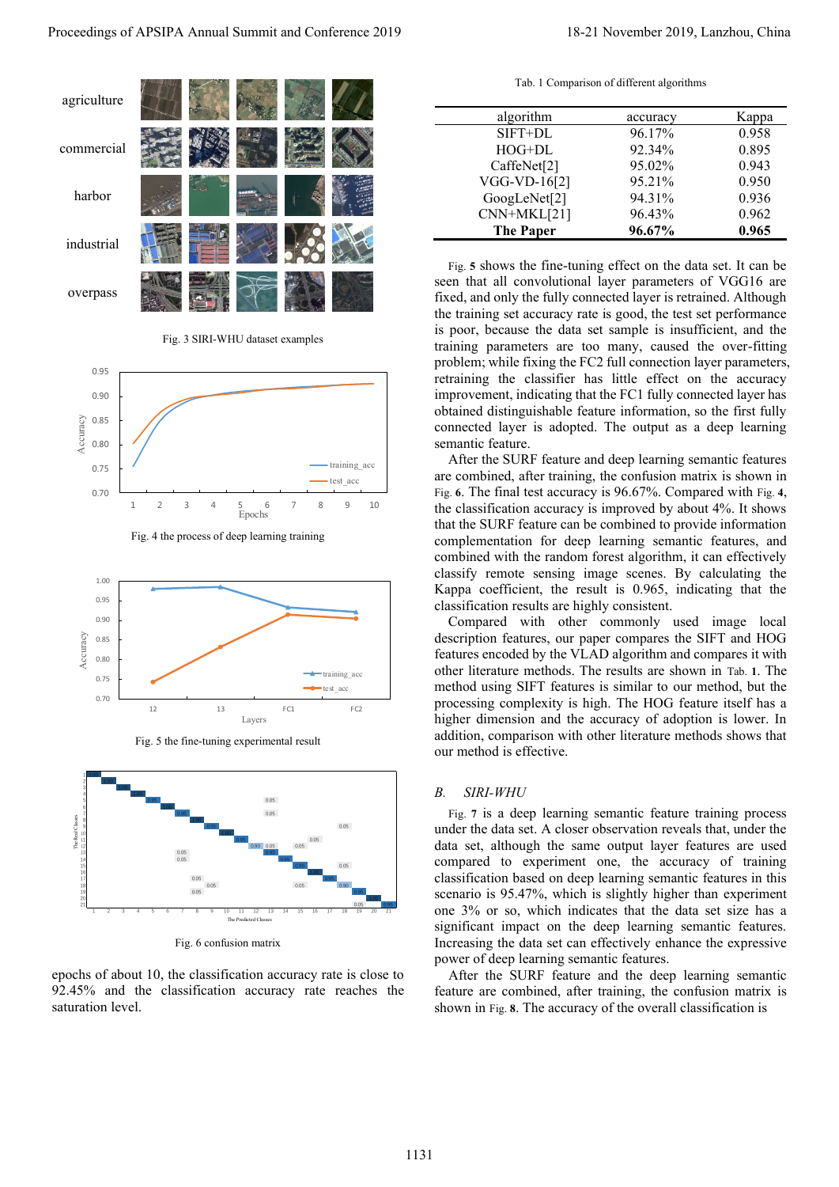Fig. 3 SIRI-WHU dataset examples

Fig. 4 the process of deep learning training

Fig. 5 the fine-tuning experimental result

Fig. 6 confusion matrix

epochs of about 10, the classification accuracy rate is close to 92.45% and the classification accuracy rate reaches the saturation level.

Tab. 1 Comparison of different algorithms

| algorithm | accuracy | Kappa |
|---|---|---|
| SIFT+DL | 96.17% | 0.958 |
| HOG+DL | 92.34% | 0.895 |
| CaffeNet[2] | 95.02% | 0.943 |
| VGG-VD-16[2] | 95.21% | 0.950 |
| GoogLeNet[2] | 94.31% | 0.936 |
| CNN+MKL[21] | 96.43% | 0.962 |
| **The Paper** | **96.67%** | **0.965** |

Fig. **5** shows the fine-tuning effect on the data set. It can be seen that all convolutional layer parameters of VGG16 are fixed, and only the fully connected layer is retrained. Although the training set accuracy rate is good, the test set performance is poor, because the data set sample is insufficient, and the training parameters are too many, caused the over-fitting problem; while fixing the FC2 full connection layer parameters, retraining the classifier has little effect on the accuracy improvement, indicating that the FC1 fully connected layer has obtained distinguishable feature information, so the first fully connected layer is adopted. The output as a deep learning semantic feature.

After the SURF feature and deep learning semantic features are combined, after training, the confusion matrix is shown in Fig. **6**. The final test accuracy is 96.67%. Compared with Fig. **4**, the classification accuracy is improved by about 4%. It shows that the SURF feature can be combined to provide information complementation for deep learning semantic features, and combined with the random forest algorithm, it can effectively classify remote sensing image scenes. By calculating the Kappa coefficient, the result is 0.965, indicating that the classification results are highly consistent.

Compared with other commonly used image local description features, our paper compares the SIFT and HOG features encoded by the VLAD algorithm and compares it with other literature methods. The results are shown in Tab. **1**. The method using SIFT features is similar to our method, but the processing complexity is high. The HOG feature itself has a higher dimension and the accuracy of adoption is lower. In addition, comparison with other literature methods shows that our method is effective.

### *B. SIRI-WHU*

Fig. **7** is a deep learning semantic feature training process under the data set. A closer observation reveals that, under the data set, although the same output layer features are used compared to experiment one, the accuracy of training classification based on deep learning semantic features in this scenario is 95.47%, which is slightly higher than experiment one 3% or so, which indicates that the data set size has a significant impact on the deep learning semantic features. Increasing the data set can effectively enhance the expressive power of deep learning semantic features.

After the SURF feature and the deep learning semantic feature are combined, after training, the confusion matrix is shown in Fig. **8**. The accuracy of the overall classification is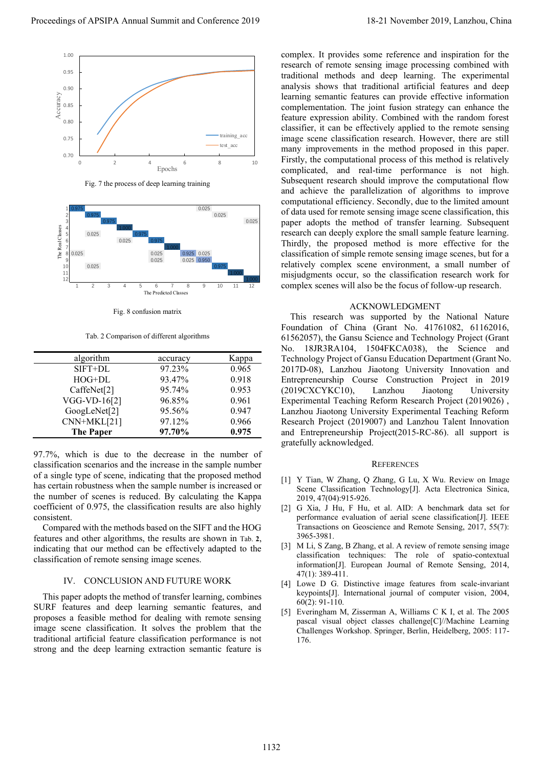Fig. 7 the process of deep learning training

Fig. 8 confusion matrix

Tab. 2 Comparison of different algorithms

| algorithm | accuracy | Kappa |
|---|---|---|
| SIFT+DL | 97.23% | 0.965 |
| HOG+DL | 93.47% | 0.918 |
| CaffeNet[2] | 95.74% | 0.953 |
| VGG-VD-16[2] | 96.85% | 0.961 |
| GoogLeNet[2] | 95.56% | 0.947 |
| CNN+MKL[21] | 97.12% | 0.966 |
| **The Paper** | **97.70%** | **0.975** |

97.7%, which is due to the decrease in the number of classification scenarios and the increase in the sample number of a single type of scene, indicating that the proposed method has certain robustness when the sample number is increased or the number of scenes is reduced. By calculating the Kappa coefficient of 0.975, the classification results are also highly consistent.

Compared with the methods based on the SIFT and the HOG features and other algorithms, the results are shown in Tab. 2, indicating that our method can be effectively adapted to the classification of remote sensing image scenes.

## IV. CONCLUSION AND FUTURE WORK

This paper adopts the method of transfer learning, combines SURF features and deep learning semantic features, and proposes a feasible method for dealing with remote sensing image scene classification. It solves the problem that the traditional artificial feature classification performance is not strong and the deep learning extraction semantic feature is complex. It provides some reference and inspiration for the research of remote sensing image processing combined with traditional methods and deep learning. The experimental analysis shows that traditional artificial features and deep learning semantic features can provide effective information complementation. The joint fusion strategy can enhance the feature expression ability. Combined with the random forest classifier, it can be effectively applied to the remote sensing image scene classification research. However, there are still many improvements in the method proposed in this paper. Firstly, the computational process of this method is relatively complicated, and real-time performance is not high. Subsequent research should improve the computational flow and achieve the parallelization of algorithms to improve computational efficiency. Secondly, due to the limited amount of data used for remote sensing image scene classification, this paper adopts the method of transfer learning. Subsequent research can deeply explore the small sample feature learning. Thirdly, the proposed method is more effective for the classification of simple remote sensing image scenes, but for a relatively complex scene environment, a small number of misjudgments occur, so the classification research work for complex scenes will also be the focus of follow-up research.

## ACKNOWLEDGMENT

This research was supported by the National Nature Foundation of China (Grant No. 41761082, 61162016, 61562057), the Gansu Science and Technology Project (Grant No. 18JR3RA104, 1504FKCA038), the Science and Technology Project of Gansu Education Department (Grant No. 2017D-08), Lanzhou Jiaotong University Innovation and Entrepreneurship Course Construction Project in 2019 (2019CXCYKC10), Lanzhou Jiaotong University Experimental Teaching Reform Research Project (2019026) , Lanzhou Jiaotong University Experimental Teaching Reform Research Project (2019007) and Lanzhou Talent Innovation and Entrepreneurship Project(2015-RC-86). all support is gratefully acknowledged.

## REFERENCES

[1] Y Tian, W Zhang, Q Zhang, G Lu, X Wu. Review on Image Scene Classification Technology[J]. Acta Electronica Sinica, 2019, 47(04):915-926.

[2] G Xia, J Hu, F Hu, et al. AID: A benchmark data set for performance evaluation of aerial scene classification[J]. IEEE Transactions on Geoscience and Remote Sensing, 2017, 55(7): 3965-3981.

[3] M Li, S Zang, B Zhang, et al. A review of remote sensing image classification techniques: The role of spatio-contextual information[J]. European Journal of Remote Sensing, 2014, 47(1): 389-411.

[4] Lowe D G. Distinctive image features from scale-invariant keypoints[J]. International journal of computer vision, 2004, 60(2): 91-110.

[5] Everingham M, Zisserman A, Williams C K I, et al. The 2005 pascal visual object classes challenge[C]//Machine Learning Challenges Workshop. Springer, Berlin, Heidelberg, 2005: 117-176.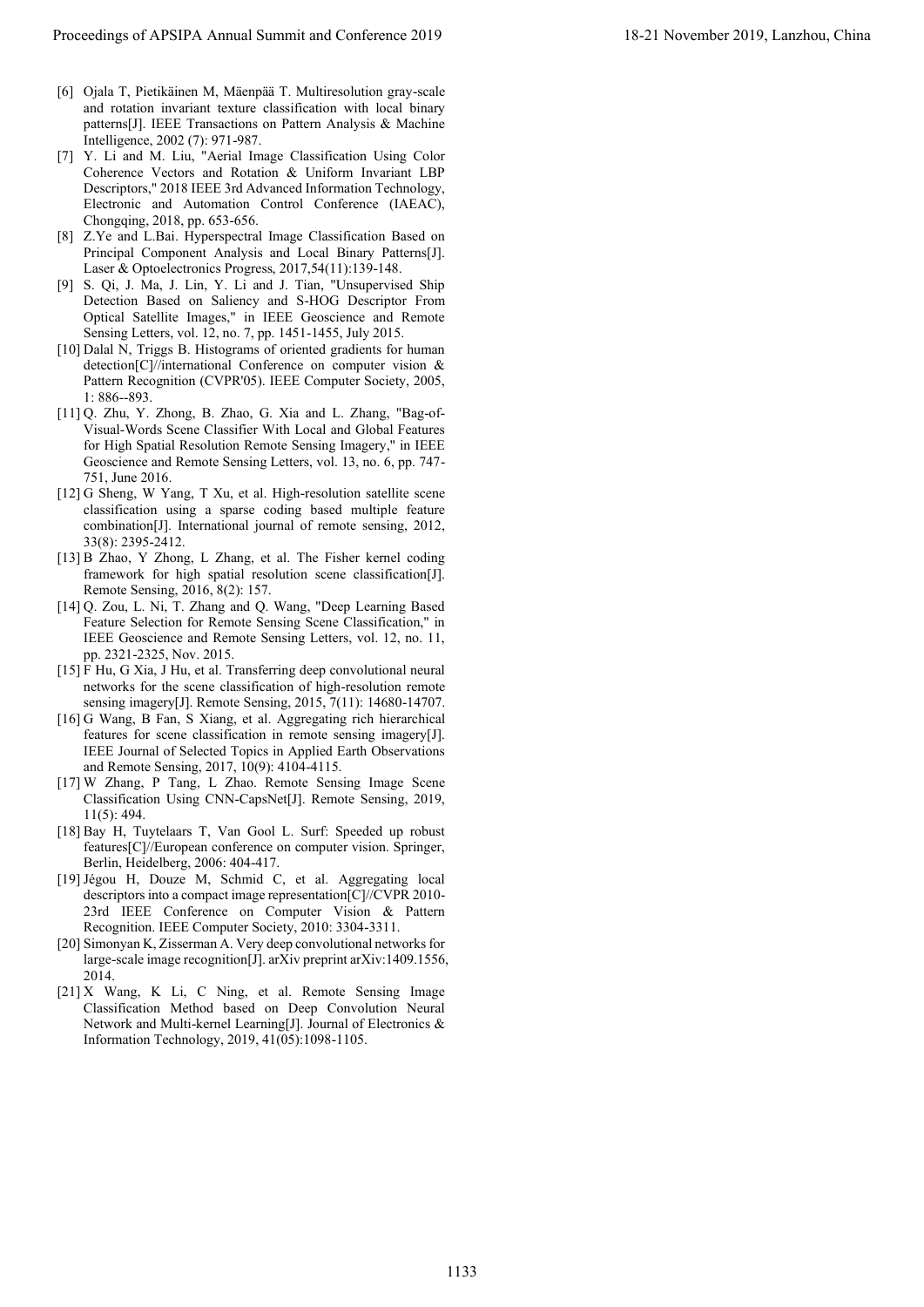[6] Ojala T, Pietikäinen M, Mäenpää T. Multiresolution gray-scale and rotation invariant texture classification with local binary patterns[J]. IEEE Transactions on Pattern Analysis & Machine Intelligence, 2002 (7): 971-987.

[7] Y. Li and M. Liu, "Aerial Image Classification Using Color Coherence Vectors and Rotation & Uniform Invariant LBP Descriptors," 2018 IEEE 3rd Advanced Information Technology, Electronic and Automation Control Conference (IAEAC), Chongqing, 2018, pp. 653-656.

[8] Z.Ye and L.Bai. Hyperspectral Image Classification Based on Principal Component Analysis and Local Binary Patterns[J]. Laser & Optoelectronics Progress, 2017,54(11):139-148.

[9] S. Qi, J. Ma, J. Lin, Y. Li and J. Tian, "Unsupervised Ship Detection Based on Saliency and S-HOG Descriptor From Optical Satellite Images," in IEEE Geoscience and Remote Sensing Letters, vol. 12, no. 7, pp. 1451-1455, July 2015.

[10] Dalal N, Triggs B. Histograms of oriented gradients for human detection[C]//international Conference on computer vision & Pattern Recognition (CVPR'05). IEEE Computer Society, 2005, 1: 886--893.

[11] Q. Zhu, Y. Zhong, B. Zhao, G. Xia and L. Zhang, "Bag-of-Visual-Words Scene Classifier With Local and Global Features for High Spatial Resolution Remote Sensing Imagery," in IEEE Geoscience and Remote Sensing Letters, vol. 13, no. 6, pp. 747-751, June 2016.

[12] G Sheng, W Yang, T Xu, et al. High-resolution satellite scene classification using a sparse coding based multiple feature combination[J]. International journal of remote sensing, 2012, 33(8): 2395-2412.

[13] B Zhao, Y Zhong, L Zhang, et al. The Fisher kernel coding framework for high spatial resolution scene classification[J]. Remote Sensing, 2016, 8(2): 157.

[14] Q. Zou, L. Ni, T. Zhang and Q. Wang, "Deep Learning Based Feature Selection for Remote Sensing Scene Classification," in IEEE Geoscience and Remote Sensing Letters, vol. 12, no. 11, pp. 2321-2325, Nov. 2015.

[15] F Hu, G Xia, J Hu, et al. Transferring deep convolutional neural networks for the scene classification of high-resolution remote sensing imagery[J]. Remote Sensing, 2015, 7(11): 14680-14707.

[16] G Wang, B Fan, S Xiang, et al. Aggregating rich hierarchical features for scene classification in remote sensing imagery[J]. IEEE Journal of Selected Topics in Applied Earth Observations and Remote Sensing, 2017, 10(9): 4104-4115.

[17] W Zhang, P Tang, L Zhao. Remote Sensing Image Scene Classification Using CNN-CapsNet[J]. Remote Sensing, 2019, 11(5): 494.

[18] Bay H, Tuytelaars T, Van Gool L. Surf: Speeded up robust features[C]//European conference on computer vision. Springer, Berlin, Heidelberg, 2006: 404-417.

[19] Jégou H, Douze M, Schmid C, et al. Aggregating local descriptors into a compact image representation[C]//CVPR 2010-23rd IEEE Conference on Computer Vision & Pattern Recognition. IEEE Computer Society, 2010: 3304-3311.

[20] Simonyan K, Zisserman A. Very deep convolutional networks for large-scale image recognition[J]. arXiv preprint arXiv:1409.1556, 2014.

[21] X Wang, K Li, C Ning, et al. Remote Sensing Image Classification Method based on Deep Convolution Neural Network and Multi-kernel Learning[J]. Journal of Electronics & Information Technology, 2019, 41(05):1098-1105.